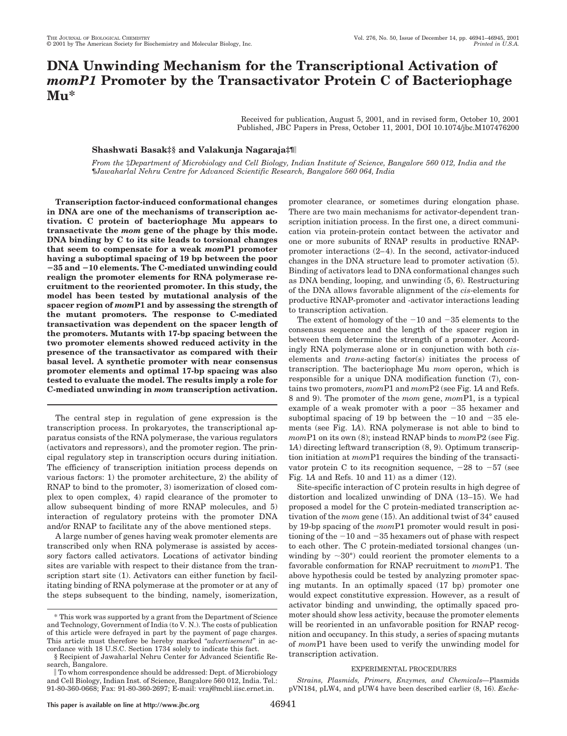# DNA Unwinding Mechanism for the Transcriptional Activation of *momP1* Promoter by the Transactivator Protein C of Bacteriophage Mu*

Received for publication, August 5, 2001, and in revised form, October 10, 2001
Published, JBC Papers in Press, October 11, 2001, DOI 10.1074/jbc.M107476200

**Shashwati Basak‡§ and Valakunja Nagaraja‡¶‖**

*From the ‡Department of Microbiology and Cell Biology, Indian Institute of Science, Bangalore 560 012, India and the ¶Jawaharlal Nehru Centre for Advanced Scientific Research, Bangalore 560 064, India*

**Transcription factor-induced conformational changes in DNA are one of the mechanisms of transcription activation. C protein of bacteriophage Mu appears to transactivate the *mom* gene of the phage by this mode. DNA binding by C to its site leads to torsional changes that seem to compensate for a weak *mom*P1 promoter having a suboptimal spacing of 19 bp between the poor −35 and −10 elements. The C-mediated unwinding could realign the promoter elements for RNA polymerase recruitment to the reoriented promoter. In this study, the model has been tested by mutational analysis of the spacer region of *mom*P1 and by assessing the strength of the mutant promoters. The response to C-mediated transactivation was dependent on the spacer length of the promoters. Mutants with 17-bp spacing between the two promoter elements showed reduced activity in the presence of the transactivator as compared with their basal level. A synthetic promoter with near consensus promoter elements and optimal 17-bp spacing was also tested to evaluate the model. The results imply a role for C-mediated unwinding in *mom* transcription activation.**

The central step in regulation of gene expression is the transcription process. In prokaryotes, the transcriptional apparatus consists of the RNA polymerase, the various regulators (activators and repressors), and the promoter region. The principal regulatory step in transcription occurs during initiation. The efficiency of transcription initiation process depends on various factors: 1) the promoter architecture, 2) the ability of RNAP to bind to the promoter, 3) isomerization of closed complex to open complex, 4) rapid clearance of the promoter to allow subsequent binding of more RNAP molecules, and 5) interaction of regulatory proteins with the promoter DNA and/or RNAP to facilitate any of the above mentioned steps.

A large number of genes having weak promoter elements are transcribed only when RNA polymerase is assisted by accessory factors called activators. Locations of activator binding sites are variable with respect to their distance from the transcription start site (1). Activators can either function by facilitating binding of RNA polymerase at the promoter or at any of the steps subsequent to the binding, namely, isomerization, promoter clearance, or sometimes during elongation phase. There are two main mechanisms for activator-dependent transcription initiation process. In the first one, a direct communication via protein-protein contact between the activator and one or more subunits of RNAP results in productive RNAP-promoter interactions (2–4). In the second, activator-induced changes in the DNA structure lead to promoter activation (5). Binding of activators lead to DNA conformational changes such as DNA bending, looping, and unwinding (5, 6). Restructuring of the DNA allows favorable alignment of the *cis*-elements for productive RNAP-promoter and -activator interactions leading to transcription activation.

The extent of homology of the −10 and −35 elements to the consensus sequence and the length of the spacer region in between them determine the strength of a promoter. Accordingly RNA polymerase alone or in conjunction with both *cis*-elements and *trans*-acting factor(s) initiates the process of transcription. The bacteriophage Mu *mom* operon, which is responsible for a unique DNA modification function (7), contains two promoters, *mom*P1 and *mom*P2 (see Fig. 1*A* and Refs. 8 and 9). The promoter of the *mom* gene, *mom*P1, is a typical example of a weak promoter with a poor −35 hexamer and suboptimal spacing of 19 bp between the −10 and −35 elements (see Fig. 1*A*). RNA polymerase is not able to bind to *mom*P1 on its own (8); instead RNAP binds to *mom*P2 (see Fig. 1*A*) directing leftward transcription (8, 9). Optimum transcription initiation at *mom*P1 requires the binding of the transactivator protein C to its recognition sequence, −28 to −57 (see Fig. 1*A* and Refs. 10 and 11) as a dimer (12).

Site-specific interaction of C protein results in high degree of distortion and localized unwinding of DNA (13–15). We had proposed a model for the C protein-mediated transcription activation of the *mom* gene (15). An additional twist of 34° caused by 19-bp spacing of the *mom*P1 promoter would result in positioning of the −10 and −35 hexamers out of phase with respect to each other. The C protein-mediated torsional changes (unwinding by ~30°) could reorient the promoter elements to a favorable conformation for RNAP recruitment to *mom*P1. The above hypothesis could be tested by analyzing promoter spacing mutants. In an optimally spaced (17 bp) promoter one would expect constitutive expression. However, as a result of activator binding and unwinding, the optimally spaced promoter should show less activity, because the promoter elements will be reoriented in an unfavorable position for RNAP recognition and occupancy. In this study, a series of spacing mutants of *mom*P1 have been used to verify the unwinding model for transcription activation.

## EXPERIMENTAL PROCEDURES

*Strains, Plasmids, Primers, Enzymes, and Chemicals*—Plasmids pVN184, pLW4, and pUW4 have been described earlier (8, 16). *Esche-*

\* This work was supported by a grant from the Department of Science and Technology, Government of India (to V. N.). The costs of publication of this article were defrayed in part by the payment of page charges. This article must therefore be hereby marked "*advertisement*" in accordance with 18 U.S.C. Section 1734 solely to indicate this fact.

§ Recipient of Jawaharlal Nehru Center for Advanced Scientific Research, Bangalore.

‖ To whom correspondence should be addressed: Dept. of Microbiology and Cell Biology, Indian Inst. of Science, Bangalore 560 012, India. Tel.: 91-80-360-0668; Fax: 91-80-360-2697; E-mail: vraj@mcbl.iisc.ernet.in.

**This paper is available on line at http://www.jbc.org**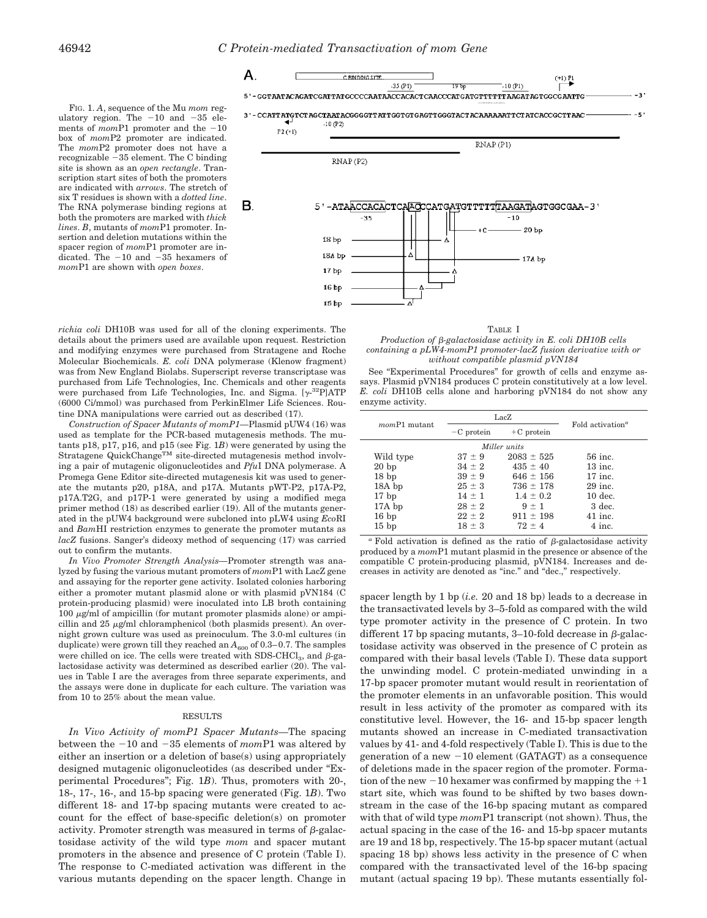FIG. 1. *A*, sequence of the Mu *mom* regulatory region. The −10 and −35 elements of *mom*P1 promoter and the −10 box of *mom*P2 promoter are indicated. The *mom*P2 promoter does not have a recognizable −35 element. The C binding site is shown as an *open rectangle*. Transcription start sites of both the promoters are indicated with *arrows*. The stretch of six T residues is shown with a *dotted line*. The RNA polymerase binding regions at both the promoters are marked with *thick lines*. *B*, mutants of *mom*P1 promoter. Insertion and deletion mutations within the spacer region of *mom*P1 promoter are indicated. The −10 and −35 hexamers of *mom*P1 are shown with *open boxes*.

A.

C BINDING SITE

-35 (P1) 19 bp -10 (P1) (+1) P1

5'-GGTAATACAGATCGATTATGCCCCAATAACCACACTCAACCCATGATGTTTTTTAAGATAGTGGCGAATTG -3'

3'-CCATTATGTCTAGCTAATACGGGGTTATTGGTGTGAGTTGGGTACTACAAAAAATTCTATCACCGCTTAAC -5'

P2 (+1) -10 (P2)

RNAP (P1)

RNAP (P2)

B.

5'-ATAACCACACTCAACCCATGATGTTTTTTAAGATAGTGGCGAA-3'

-35 -10

+C 20 bp

18 bp

18A bp

17A bp

17 bp

16 bp

15 bp

*richia coli* DH10B was used for all of the cloning experiments. The details about the primers used are available upon request. Restriction and modifying enzymes were purchased from Stratagene and Roche Molecular Biochemicals. *E. coli* DNA polymerase (Klenow fragment) was from New England Biolabs. Superscript reverse transcriptase was purchased from Life Technologies, Inc. Chemicals and other reagents were purchased from Life Technologies, Inc. and Sigma. [$\gamma$-$^{32}$P]ATP (6000 Ci/mmol) was purchased from PerkinElmer Life Sciences. Routine DNA manipulations were carried out as described (17).

*Construction of Spacer Mutants of momP1*—Plasmid pUW4 (16) was used as template for the PCR-based mutagenesis methods. The mutants p18, p17, p16, and p15 (see Fig. 1*B*) were generated by using the Stratagene QuickChange™ site-directed mutagenesis method involving a pair of mutagenic oligonucleotides and *Pfu*I DNA polymerase. A Promega Gene Editor site-directed mutagenesis kit was used to generate the mutants p20, p18A, and p17A. Mutants pWT-P2, p17A-P2, p17A.T2G, and p17P-1 were generated by using a modified mega primer method (18) as described earlier (19). All of the mutants generated in the pUW4 background were subcloned into pLW4 using *Eco*RI and *Bam*HI restriction enzymes to generate the promoter mutants as *lacZ* fusions. Sanger's dideoxy method of sequencing (17) was carried out to confirm the mutants.

*In Vivo Promoter Strength Analysis*—Promoter strength was analyzed by fusing the various mutant promoters of *mom*P1 with LacZ gene and assaying for the reporter gene activity. Isolated colonies harboring either a promoter mutant plasmid alone or with plasmid pVN184 (C protein-producing plasmid) were inoculated into LB broth containing 100 μg/ml of ampicillin (for mutant promoter plasmids alone) or ampicillin and 25 μg/ml chloramphenicol (both plasmids present). An overnight grown culture was used as preinoculum. The 3.0-ml cultures (in duplicate) were grown till they reached an $A_{600}$ of 0.3–0.7. The samples were chilled on ice. The cells were treated with SDS-$CHCl_3$, and β-galactosidase activity was determined as described earlier (20). The values in Table I are the averages from three separate experiments, and the assays were done in duplicate for each culture. The variation was from 10 to 25% about the mean value.

## RESULTS

*In Vivo Activity of momP1 Spacer Mutants*—The spacing between the −10 and −35 elements of *mom*P1 was altered by either an insertion or a deletion of base(s) using appropriately designed mutagenic oligonucleotides (as described under "Experimental Procedures"; Fig. 1*B*). Thus, promoters with 20-, 18-, 17-, 16-, and 15-bp spacing were generated (Fig. 1*B*). Two different 18- and 17-bp spacing mutants were created to account for the effect of base-specific deletion(s) on promoter activity. Promoter strength was measured in terms of β-galactosidase activity of the wild type *mom* and spacer mutant promoters in the absence and presence of C protein (Table I). The response to C-mediated activation was different in the various mutants depending on the spacer length. Change in

TABLE I

*Production of β-galactosidase activity in E. coli DH10B cells containing a pLW4-momP1 promoter-lacZ fusion derivative with or without compatible plasmid pVN184*

See "Experimental Procedures" for growth of cells and enzyme assays. Plasmid pVN184 produces C protein constitutively at a low level. *E. coli* DH10B cells alone and harboring pVN184 do not show any enzyme activity.

| *mom*P1 mutant | LacZ | | Fold activation[a] |
|---|---|---|---|
| | −C protein | +C protein | |
| | *Miller units* | | |
| Wild type | 37 ± 9 | 2083 ± 525 | 56 inc. |
| 20 bp | 34 ± 2 | 435 ± 40 | 13 inc. |
| 18 bp | 39 ± 9 | 646 ± 156 | 17 inc. |
| 18A bp | 25 ± 3 | 736 ± 178 | 29 inc. |
| 17 bp | 14 ± 1 | 1.4 ± 0.2 | 10 dec. |
| 17A bp | 28 ± 2 | 9 ± 1 | 3 dec. |
| 16 bp | 22 ± 2 | 911 ± 198 | 41 inc. |
| 15 bp | 18 ± 3 | 72 ± 4 | 4 inc. |

[a] Fold activation is defined as the ratio of β-galactosidase activity produced by a *mom*P1 mutant plasmid in the presence or absence of the compatible C protein-producing plasmid, pVN184. Increases and decreases in activity are denoted as "inc." and "dec.," respectively.

spacer length by 1 bp (*i.e.* 20 and 18 bp) leads to a decrease in the transactivated levels by 3–5-fold as compared with the wild type promoter activity in the presence of C protein. In two different 17 bp spacing mutants, 3–10-fold decrease in β-galactosidase activity was observed in the presence of C protein as compared with their basal levels (Table I). These data support the unwinding model. C protein-mediated unwinding in a 17-bp spacer promoter mutant would result in reorientation of the promoter elements in an unfavorable position. This would result in less activity of the promoter as compared with its constitutive level. However, the 16- and 15-bp spacer length mutants showed an increase in C-mediated transactivation values by 41- and 4-fold respectively (Table I). This is due to the generation of a new −10 element (GATAGT) as a consequence of deletions made in the spacer region of the promoter. Formation of the new −10 hexamer was confirmed by mapping the +1 start site, which was found to be shifted by two bases downstream in the case of the 16-bp spacing mutant as compared with that of wild type *mom*P1 transcript (not shown). Thus, the actual spacing in the case of the 16- and 15-bp spacer mutants are 19 and 18 bp, respectively. The 15-bp spacer mutant (actual spacing 18 bp) shows less activity in the presence of C when compared with the transactivated level of the 16-bp spacing mutant (actual spacing 19 bp). These mutants essentially fol-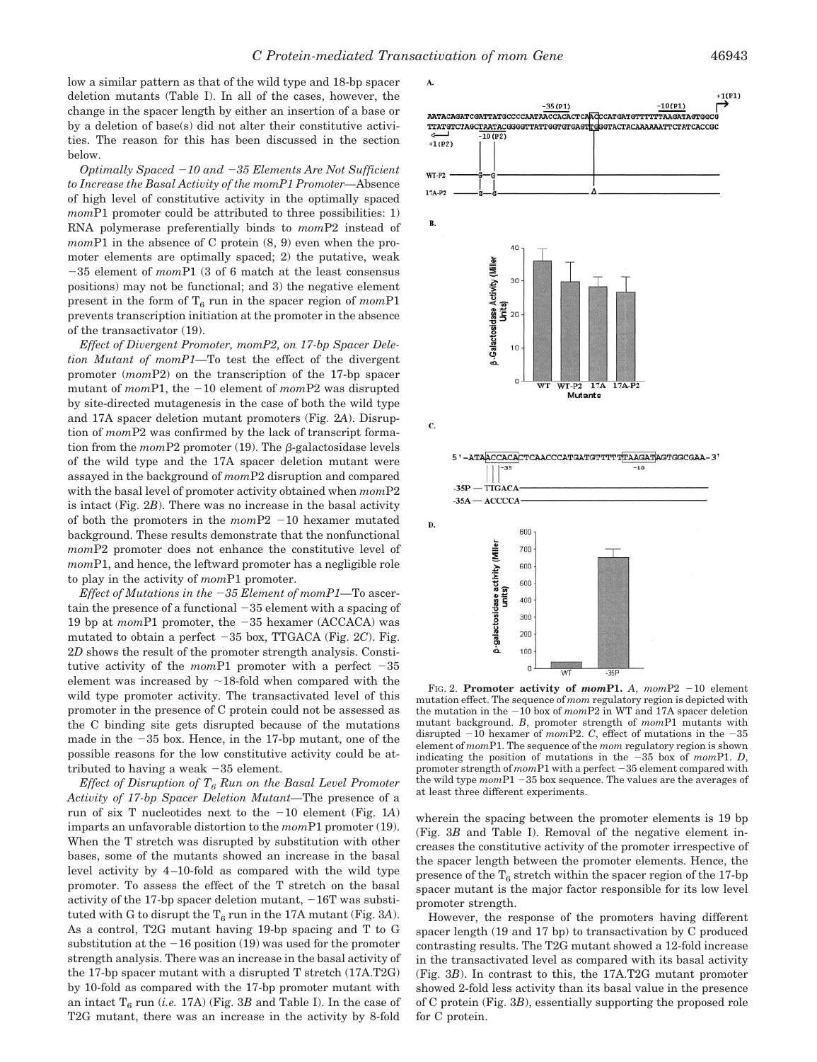low a similar pattern as that of the wild type and 18-bp spacer deletion mutants (Table I). In all of the cases, however, the change in the spacer length by either an insertion of a base or by a deletion of base(s) did not alter their constitutive activities. The reason for this has been discussed in the section below.

*Optimally Spaced −10 and −35 Elements Are Not Sufficient to Increase the Basal Activity of the momP1 Promoter*—Absence of high level of constitutive activity in the optimally spaced *mom*P1 promoter could be attributed to three possibilities: 1) RNA polymerase preferentially binds to *mom*P2 instead of *mom*P1 in the absence of C protein (8, 9) even when the promoter elements are optimally spaced; 2) the putative, weak −35 element of *mom*P1 (3 of 6 match at the least consensus positions) may not be functional; and 3) the negative element present in the form of $T_6$ run in the spacer region of *mom*P1 prevents transcription initiation at the promoter in the absence of the transactivator (19).

*Effect of Divergent Promoter, momP2, on 17-bp Spacer Deletion Mutant of momP1*—To test the effect of the divergent promoter (*mom*P2) on the transcription of the 17-bp spacer mutant of *mom*P1, the −10 element of *mom*P2 was disrupted by site-directed mutagenesis in the case of both the wild type and 17A spacer deletion mutant promoters (Fig. 2*A*). Disruption of *mom*P2 was confirmed by the lack of transcript formation from the *mom*P2 promoter (19). The β-galactosidase levels of the wild type and the 17A spacer deletion mutant were assayed in the background of *mom*P2 disruption and compared with the basal level of promoter activity obtained when *mom*P2 is intact (Fig. 2*B*). There was no increase in the basal activity of both the promoters in the *mom*P2 −10 hexamer mutated background. These results demonstrate that the nonfunctional *mom*P2 promoter does not enhance the constitutive level of *mom*P1, and hence, the leftward promoter has a negligible role to play in the activity of *mom*P1 promoter.

*Effect of Mutations in the −35 Element of momP1*—To ascertain the presence of a functional −35 element with a spacing of 19 bp at *mom*P1 promoter, the −35 hexamer (ACCACA) was mutated to obtain a perfect −35 box, TTGACA (Fig. 2*C*). Fig. 2*D* shows the result of the promoter strength analysis. Constitutive activity of the *mom*P1 promoter with a perfect −35 element was increased by ~18-fold when compared with the wild type promoter activity. The transactivated level of this promoter in the presence of C protein could not be assessed as the C binding site gets disrupted because of the mutations made in the −35 box. Hence, in the 17-bp mutant, one of the possible reasons for the low constitutive activity could be attributed to having a weak −35 element.

*Effect of Disruption of $T_6$ Run on the Basal Level Promoter Activity of 17-bp Spacer Deletion Mutant*—The presence of a run of six T nucleotides next to the −10 element (Fig. 1*A*) imparts an unfavorable distortion to the *mom*P1 promoter (19). When the T stretch was disrupted by substitution with other bases, some of the mutants showed an increase in the basal level activity by 4–10-fold as compared with the wild type promoter. To assess the effect of the T stretch on the basal activity of the 17-bp spacer deletion mutant, −16T was substituted with G to disrupt the $T_6$ run in the 17A mutant (Fig. 3*A*). As a control, T2G mutant having 19-bp spacing and T to G substitution at the −16 position (19) was used for the promoter strength analysis. There was an increase in the basal activity of the 17-bp spacer mutant with a disrupted T stretch (17A.T2G) by 10-fold as compared with the 17-bp promoter mutant with an intact $T_6$ run (*i.e.* 17A) (Fig. 3*B* and Table I). In the case of T2G mutant, there was an increase in the activity by 8-fold

A.

−35 (P1)  −10 (P1)  +1(P1)

AATACAGATCGATTATGCCCCAATAACCACACTCAACCCATGATGTTTTTTAAGATAGTGGCG
TTATGTCTAGCTAATACGGGGTTATTGGTGTGAGTTGGGTACTACAAAAAATTCTATCACCGC

+1(P2)  −10 (P2)

WT-P2 —G—G—

17A-P2 —G—G— Δ

B.

β-Galactosidase Activity (Miller Units)

40 30 20 10 0

WT  WT-P2  17A  17A-P2

Mutants

C.

5'-ATAACCACACTCAACCCATGATGTTTTTTAAGATAGTGGCGAA-3'

−35  −10

-35P — TTGACA

-35A — ACCCCA

D.

β-galactosidase activity (Miller units)

800 700 600 500 400 300 200 100 0

WT  -35P

FIG. 2. **Promoter activity of *mom*P1.** *A*, *mom*P2 −10 element mutation effect. The sequence of *mom* regulatory region is depicted with the mutation in the −10 box of *mom*P2 in WT and 17A spacer deletion mutant background. *B*, promoter strength of *mom*P1 mutants with disrupted −10 hexamer of *mom*P2. *C*, effect of mutations in the −35 element of *mom*P1. The sequence of the *mom* regulatory region is shown indicating the position of mutations in the −35 box of *mom*P1. *D*, promoter strength of *mom*P1 with a perfect −35 element compared with the wild type *mom*P1 −35 box sequence. The values are the averages of at least three different experiments.

wherein the spacing between the promoter elements is 19 bp (Fig. 3*B* and Table I). Removal of the negative element increases the constitutive activity of the promoter irrespective of the spacer length between the promoter elements. Hence, the presence of the $T_6$ stretch within the spacer region of the 17-bp spacer mutant is the major factor responsible for its low level promoter strength.

However, the response of the promoters having different spacer length (19 and 17 bp) to transactivation by C produced contrasting results. The T2G mutant showed a 12-fold increase in the transactivated level as compared with its basal activity (Fig. 3*B*). In contrast to this, the 17A.T2G mutant promoter showed 2-fold less activity than its basal value in the presence of C protein (Fig. 3*B*), essentially supporting the proposed role for C protein.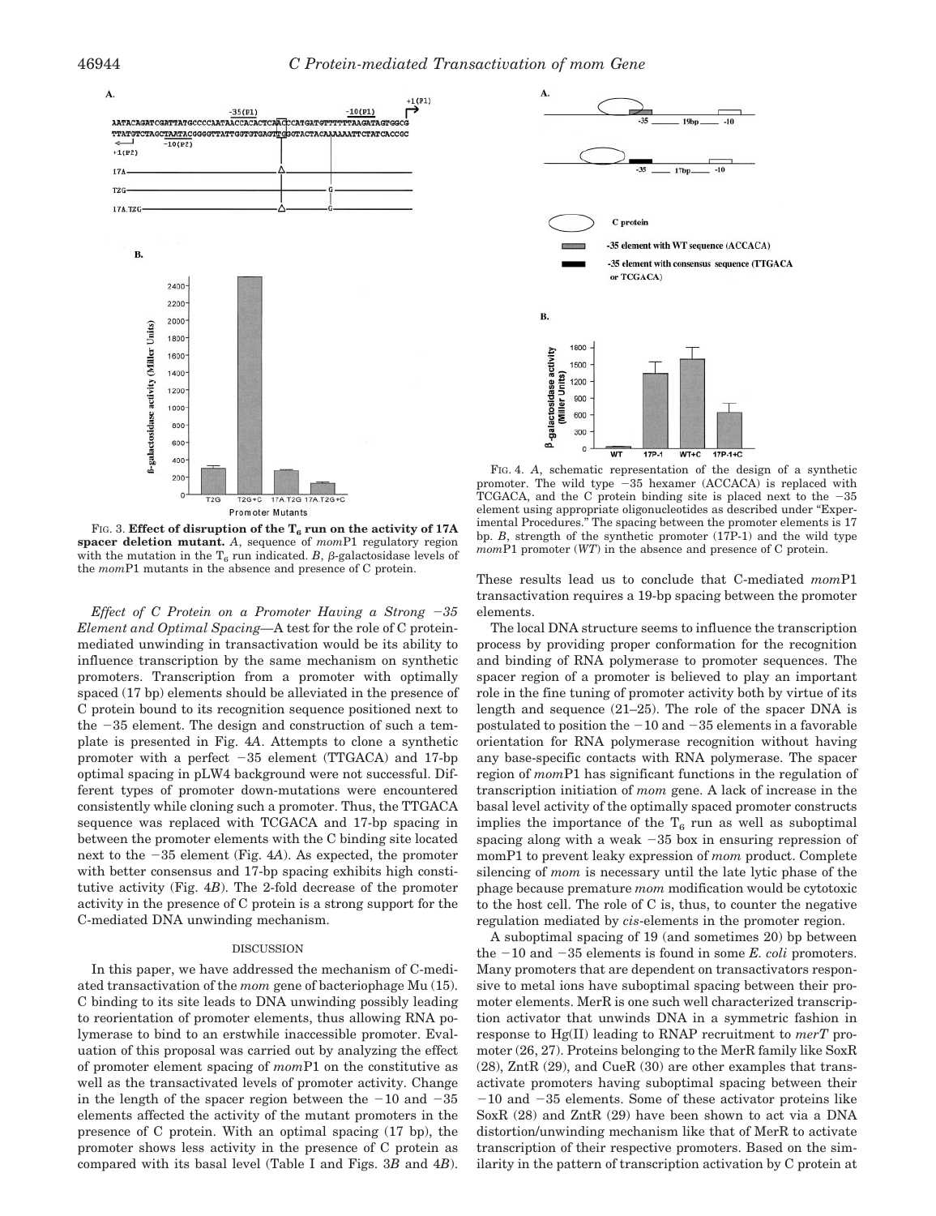A.

-35(P1) -10(P1) +1(P1)

AATACAGATCGATTATGCCCCAATAACCACACTCAACCCATGATGTTTTTAAGATAGTGGCG
TTATGTCTAGCTAATACGGGGTTATTGGTGTGAGTTGGGTACTACAAAAAATTCTATCACCGC

+1(P2) -10(P2)

17A

T2G

17A.T2G

B.

β-galactosidase activity (Miller Units)

2400
2200
2000
1800
1600
1400
1200
1000
800
600
400
200
0

T2G T2G+C 17A.T2G 17A.T2G+C

Promoter Mutants

FIG. 3. **Effect of disruption of the $T_6$ run on the activity of 17A spacer deletion mutant.** *A*, sequence of *mom*P1 regulatory region with the mutation in the $T_6$ run indicated. *B*, β-galactosidase levels of the *mom*P1 mutants in the absence and presence of C protein.

A.

-35 19bp -10

-35 17bp -10

C protein

-35 element with WT sequence (ACCACA)

-35 element with consensus sequence (TTGACA or TCGACA)

B.

β-galactosidase activity (Miller Units)

1800
1500
1200
900
600
300
0

WT 17P-1 WT+C 17P-1+C

FIG. 4. *A*, schematic representation of the design of a synthetic promoter. The wild type −35 hexamer (ACCACA) is replaced with TCGACA, and the C protein binding site is placed next to the −35 element using appropriate oligonucleotides as described under "Experimental Procedures." The spacing between the promoter elements is 17 bp. *B*, strength of the synthetic promoter (17P-1) and the wild type *mom*P1 promoter (*WT*) in the absence and presence of C protein.

*Effect of C Protein on a Promoter Having a Strong −35 Element and Optimal Spacing*—A test for the role of C protein-mediated unwinding in transactivation would be its ability to influence transcription by the same mechanism on synthetic promoters. Transcription from a promoter with optimally spaced (17 bp) elements should be alleviated in the presence of C protein bound to its recognition sequence positioned next to the −35 element. The design and construction of such a template is presented in Fig. 4*A*. Attempts to clone a synthetic promoter with a perfect −35 element (TTGACA) and 17-bp optimal spacing in pLW4 background were not successful. Different types of promoter down-mutations were encountered consistently while cloning such a promoter. Thus, the TTGACA sequence was replaced with TCGACA and 17-bp spacing in between the promoter elements with the C binding site located next to the −35 element (Fig. 4*A*). As expected, the promoter with better consensus and 17-bp spacing exhibits high constitutive activity (Fig. 4*B*). The 2-fold decrease of the promoter activity in the presence of C protein is a strong support for the C-mediated DNA unwinding mechanism.

## DISCUSSION

In this paper, we have addressed the mechanism of C-mediated transactivation of the *mom* gene of bacteriophage Mu (15). C binding to its site leads to DNA unwinding possibly leading to reorientation of promoter elements, thus allowing RNA polymerase to bind to an erstwhile inaccessible promoter. Evaluation of this proposal was carried out by analyzing the effect of promoter element spacing of *mom*P1 on the constitutive as well as the transactivated levels of promoter activity. Change in the length of the spacer region between the −10 and −35 elements affected the activity of the mutant promoters in the presence of C protein. With an optimal spacing (17 bp), the promoter shows less activity in the presence of C protein as compared with its basal level (Table I and Figs. 3*B* and 4*B*). These results lead us to conclude that C-mediated *mom*P1 transactivation requires a 19-bp spacing between the promoter elements.

The local DNA structure seems to influence the transcription process by providing proper conformation for the recognition and binding of RNA polymerase to promoter sequences. The spacer region of a promoter is believed to play an important role in the fine tuning of promoter activity both by virtue of its length and sequence (21–25). The role of the spacer DNA is postulated to position the −10 and −35 elements in a favorable orientation for RNA polymerase recognition without having any base-specific contacts with RNA polymerase. The spacer region of *mom*P1 has significant functions in the regulation of transcription initiation of *mom* gene. A lack of increase in the basal level activity of the optimally spaced promoter constructs implies the importance of the $T_6$ run as well as suboptimal spacing along with a weak −35 box in ensuring repression of momP1 to prevent leaky expression of *mom* product. Complete silencing of *mom* is necessary until the late lytic phase of the phage because premature *mom* modification would be cytotoxic to the host cell. The role of C is, thus, to counter the negative regulation mediated by *cis*-elements in the promoter region.

A suboptimal spacing of 19 (and sometimes 20) bp between the −10 and −35 elements is found in some *E. coli* promoters. Many promoters that are dependent on transactivators responsive to metal ions have suboptimal spacing between their promoter elements. MerR is one such well characterized transcription activator that unwinds DNA in a symmetric fashion in response to Hg(II) leading to RNAP recruitment to *merT* promoter (26, 27). Proteins belonging to the MerR family like SoxR (28), ZntR (29), and CueR (30) are other examples that transactivate promoters having suboptimal spacing between their −10 and −35 elements. Some of these activator proteins like SoxR (28) and ZntR (29) have been shown to act via a DNA distortion/unwinding mechanism like that of MerR to activate transcription of their respective promoters. Based on the similarity in the pattern of transcription activation by C protein at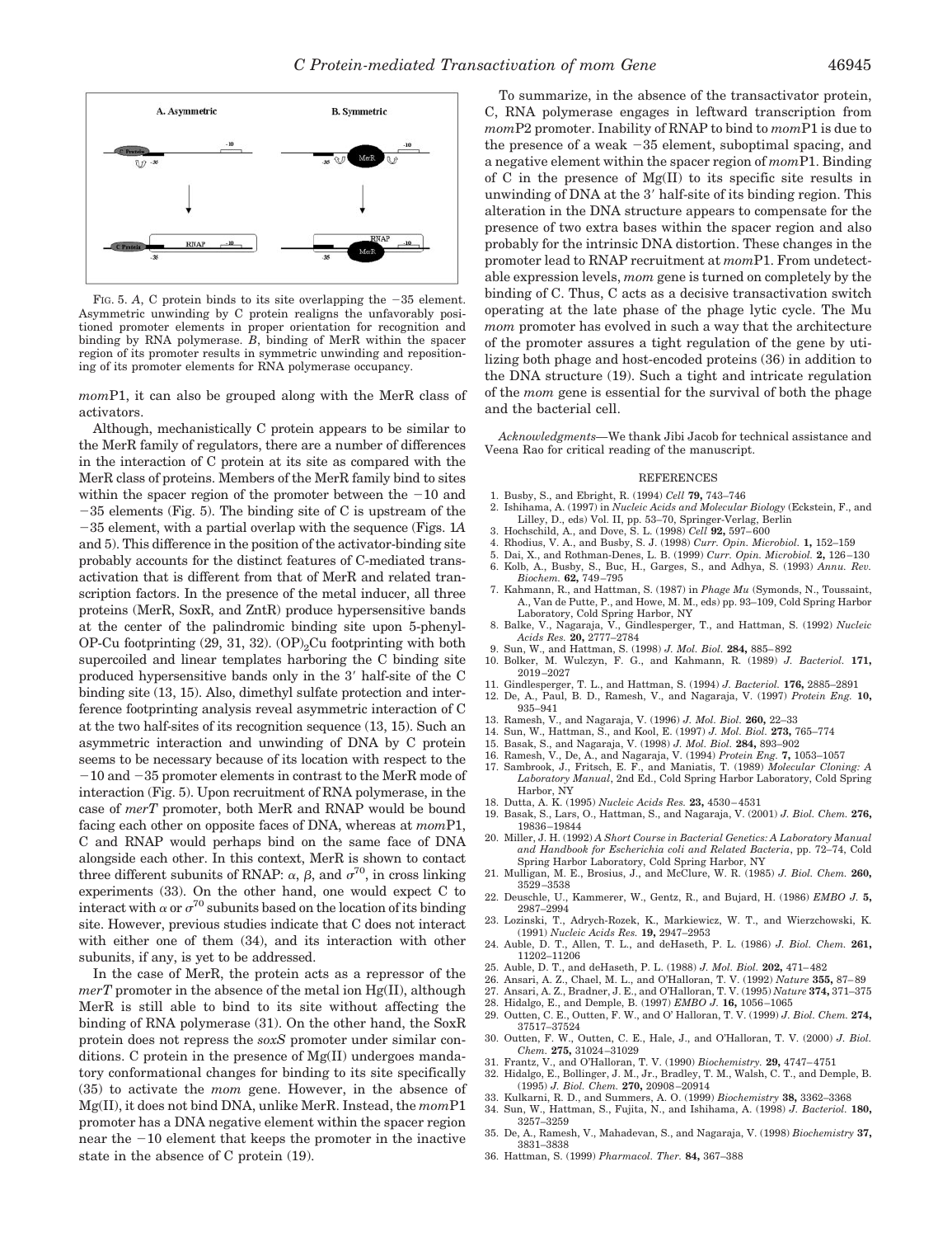A. Asymmetric

B. Symmetric

C Protein

-10

-35

MerR

-35

C Protein

RNAP

-10

-35

RNAP

-10

MerR

-35

FIG. 5. *A*, C protein binds to its site overlapping the −35 element. Asymmetric unwinding by C protein realigns the unfavorably positioned promoter elements in proper orientation for recognition and binding by RNA polymerase. *B*, binding of MerR within the spacer region of its promoter results in symmetric unwinding and repositioning of its promoter elements for RNA polymerase occupancy.

*mom*P1, it can also be grouped along with the MerR class of activators.

Although, mechanistically C protein appears to be similar to the MerR family of regulators, there are a number of differences in the interaction of C protein at its site as compared with the MerR class of proteins. Members of the MerR family bind to sites within the spacer region of the promoter between the −10 and −35 elements (Fig. 5). The binding site of C is upstream of the −35 element, with a partial overlap with the sequence (Figs. 1*A* and 5). This difference in the position of the activator-binding site probably accounts for the distinct features of C-mediated transactivation that is different from that of MerR and related transcription factors. In the presence of the metal inducer, all three proteins (MerR, SoxR, and ZntR) produce hypersensitive bands at the center of the palindromic binding site upon 5-phenyl-OP-Cu footprinting (29, 31, 32). $(OP)_2Cu$ footprinting with both supercoiled and linear templates harboring the C binding site produced hypersensitive bands only in the 3′ half-site of the C binding site (13, 15). Also, dimethyl sulfate protection and interference footprinting analysis reveal asymmetric interaction of C at the two half-sites of its recognition sequence (13, 15). Such an asymmetric interaction and unwinding of DNA by C protein seems to be necessary because of its location with respect to the −10 and −35 promoter elements in contrast to the MerR mode of interaction (Fig. 5). Upon recruitment of RNA polymerase, in the case of *merT* promoter, both MerR and RNAP would be bound facing each other on opposite faces of DNA, whereas at *mom*P1, C and RNAP would perhaps bind on the same face of DNA alongside each other. In this context, MerR is shown to contact three different subunits of RNAP: α, β, and $\sigma^{70}$, in cross linking experiments (33). On the other hand, one would expect C to interact with α or $\sigma^{70}$ subunits based on the location of its binding site. However, previous studies indicate that C does not interact with either one of them (34), and its interaction with other subunits, if any, is yet to be addressed.

In the case of MerR, the protein acts as a repressor of the *merT* promoter in the absence of the metal ion Hg(II), although MerR is still able to bind to its site without affecting the binding of RNA polymerase (31). On the other hand, the SoxR protein does not repress the *soxS* promoter under similar conditions. C protein in the presence of Mg(II) undergoes mandatory conformational changes for binding to its site specifically (35) to activate the *mom* gene. However, in the absence of Mg(II), it does not bind DNA, unlike MerR. Instead, the *mom*P1 promoter has a DNA negative element within the spacer region near the −10 element that keeps the promoter in the inactive state in the absence of C protein (19).

To summarize, in the absence of the transactivator protein, C, RNA polymerase engages in leftward transcription from *mom*P2 promoter. Inability of RNAP to bind to *mom*P1 is due to the presence of a weak −35 element, suboptimal spacing, and a negative element within the spacer region of *mom*P1. Binding of C in the presence of Mg(II) to its specific site results in unwinding of DNA at the 3′ half-site of its binding region. This alteration in the DNA structure appears to compensate for the presence of two extra bases within the spacer region and also probably for the intrinsic DNA distortion. These changes in the promoter lead to RNAP recruitment at *mom*P1. From undetectable expression levels, *mom* gene is turned on completely by the binding of C. Thus, C acts as a decisive transactivation switch operating at the late phase of the phage lytic cycle. The Mu *mom* promoter has evolved in such a way that the architecture of the promoter assures a tight regulation of the gene by utilizing both phage and host-encoded proteins (36) in addition to the DNA structure (19). Such a tight and intricate regulation of the *mom* gene is essential for the survival of both the phage and the bacterial cell.

*Acknowledgments*—We thank Jibi Jacob for technical assistance and Veena Rao for critical reading of the manuscript.

## REFERENCES

1. Busby, S., and Ebright, R. (1994) *Cell* **79,** 743–746
2. Ishihama, A. (1997) in *Nucleic Acids and Molecular Biology* (Eckstein, F., and Lilley, D., eds) Vol. II, pp. 53–70, Springer-Verlag, Berlin
3. Hochschild, A., and Dove, S. L. (1998) *Cell* **92,** 597–600
4. Rhodius, V. A., and Busby, S. J. (1998) *Curr. Opin. Microbiol.* **1,** 152–159
5. Dai, X., and Rothman-Denes, L. B. (1999) *Curr. Opin. Microbiol.* **2,** 126–130
6. Kolb, A., Busby, S., Buc, H., Garges, S., and Adhya, S. (1993) *Annu. Rev. Biochem.* **62,** 749–795
7. Kahmann, R., and Hattman, S. (1987) in *Phage Mu* (Symonds, N., Toussaint, A., Van de Putte, P., and Howe, M. M., eds) pp. 93–109, Cold Spring Harbor Laboratory, Cold Spring Harbor, NY
8. Balke, V., Nagaraja, V., Gindlesperger, T., and Hattman, S. (1992) *Nucleic Acids Res.* **20,** 2777–2784
9. Sun, W., and Hattman, S. (1998) *J. Mol. Biol.* **284,** 885–892
10. Bolker, M. Wulczyn, F. G., and Kahmann, R. (1989) *J. Bacteriol.* **171,** 2019–2027
11. Gindlesperger, T. L., and Hattman, S. (1994) *J. Bacteriol.* **176,** 2885–2891
12. De, A., Paul, B. D., Ramesh, V., and Nagaraja, V. (1997) *Protein Eng.* **10,** 935–941
13. Ramesh, V., and Nagaraja, V. (1996) *J. Mol. Biol.* **260,** 22–33
14. Sun, W., Hattman, S., and Kool, E. (1997) *J. Mol. Biol.* **273,** 765–774
15. Basak, S., and Nagaraja, V. (1998) *J. Mol. Biol.* **284,** 893–902
16. Ramesh, V., De, A., and Nagaraja, V. (1994) *Protein Eng.* **7,** 1053–1057
17. Sambrook, J., Fritsch, E. F., and Maniatis, T. (1989) *Molecular Cloning: A Laboratory Manual*, 2nd Ed., Cold Spring Harbor Laboratory, Cold Spring Harbor, NY
18. Dutta, A. K. (1995) *Nucleic Acids Res.* **23,** 4530–4531
19. Basak, S., Lars, O., Hattman, S., and Nagaraja, V. (2001) *J. Biol. Chem.* **276,** 19836–19844
20. Miller, J. H. (1992) *A Short Course in Bacterial Genetics: A Laboratory Manual and Handbook for Escherichia coli and Related Bacteria*, pp. 72–74, Cold Spring Harbor Laboratory, Cold Spring Harbor, NY
21. Mulligan, M. E., Brosius, J., and McClure, W. R. (1985) *J. Biol. Chem.* **260,** 3529–3538
22. Deuschle, U., Kammerer, W., Gentz, R., and Bujard, H. (1986) *EMBO J.* **5,** 2987–2994
23. Lozinski, T., Adrych-Rozek, K., Markiewicz, W. T., and Wierzchowski, K. (1991) *Nucleic Acids Res.* **19,** 2947–2953
24. Auble, D. T., Allen, T. L., and deHaseth, P. L. (1986) *J. Biol. Chem.* **261,** 11202–11206
25. Auble, D. T., and deHaseth, P. L. (1988) *J. Mol. Biol.* **202,** 471–482
26. Ansari, A. Z., Chael, M. L., and O'Halloran, T. V. (1992) *Nature* **355,** 87–89
27. Ansari, A. Z., Bradner, J. E., and O'Halloran, T. V. (1995) *Nature* **374,** 371–375
28. Hidalgo, E., and Demple, B. (1997) *EMBO J.* **16,** 1056–1065
29. Outten, C. E., Outten, F. W., and O' Halloran, T. V. (1999) *J. Biol. Chem.* **274,** 37517–37524
30. Outten, F. W., Outten, C. E., Hale, J., and O'Halloran, T. V. (2000) *J. Biol. Chem.* **275,** 31024–31029
31. Frantz, V., and O'Halloran, T. V. (1990) *Biochemistry.* **29,** 4747–4751
32. Hidalgo, E., Bollinger, J. M., Jr., Bradley, T. M., Walsh, C. T., and Demple, B. (1995) *J. Biol. Chem.* **270,** 20908–20914
33. Kulkarni, R. D., and Summers, A. O. (1999) *Biochemistry* **38,** 3362–3368
34. Sun, W., Hattman, S., Fujita, N., and Ishihama, A. (1998) *J. Bacteriol.* **180,** 3257–3259
35. De, A., Ramesh, V., Mahadevan, S., and Nagaraja, V. (1998) *Biochemistry* **37,** 3831–3838
36. Hattman, S. (1999) *Pharmacol. Ther.* **84,** 367–388